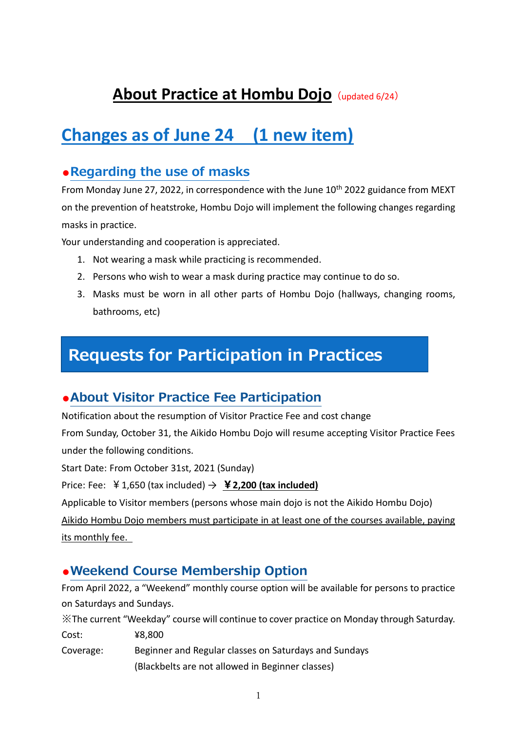# About Practice at Hombu Dojo (updated 6/24)

## Changes as of June 24 (1 new item)

### ●Regarding the use of masks

From Monday June 27, 2022, in correspondence with the June 10th 2022 guidance from MEXT on the prevention of heatstroke, Hombu Dojo will implement the following changes regarding masks in practice.

Your understanding and cooperation is appreciated.

1. Not wearing a mask while practicing is recommended.
2. Persons who wish to wear a mask during practice may continue to do so.
3. Masks must be worn in all other parts of Hombu Dojo (hallways, changing rooms, bathrooms, etc)

## Requests for Participation in Practices

### ●About Visitor Practice Fee Participation

Notification about the resumption of Visitor Practice Fee and cost change

From Sunday, October 31, the Aikido Hombu Dojo will resume accepting Visitor Practice Fees under the following conditions.

Start Date: From October 31st, 2021 (Sunday)

Price: Fee: ￥1,650 (tax included) → **￥2,200 (tax included)**

Applicable to Visitor members (persons whose main dojo is not the Aikido Hombu Dojo)

Aikido Hombu Dojo members must participate in at least one of the courses available, paying its monthly fee.

### ●Weekend Course Membership Option

From April 2022, a "Weekend" monthly course option will be available for persons to practice on Saturdays and Sundays.

※The current "Weekday" course will continue to cover practice on Monday through Saturday.

Cost: ¥8,800

Coverage: Beginner and Regular classes on Saturdays and Sundays
(Blackbelts are not allowed in Beginner classes)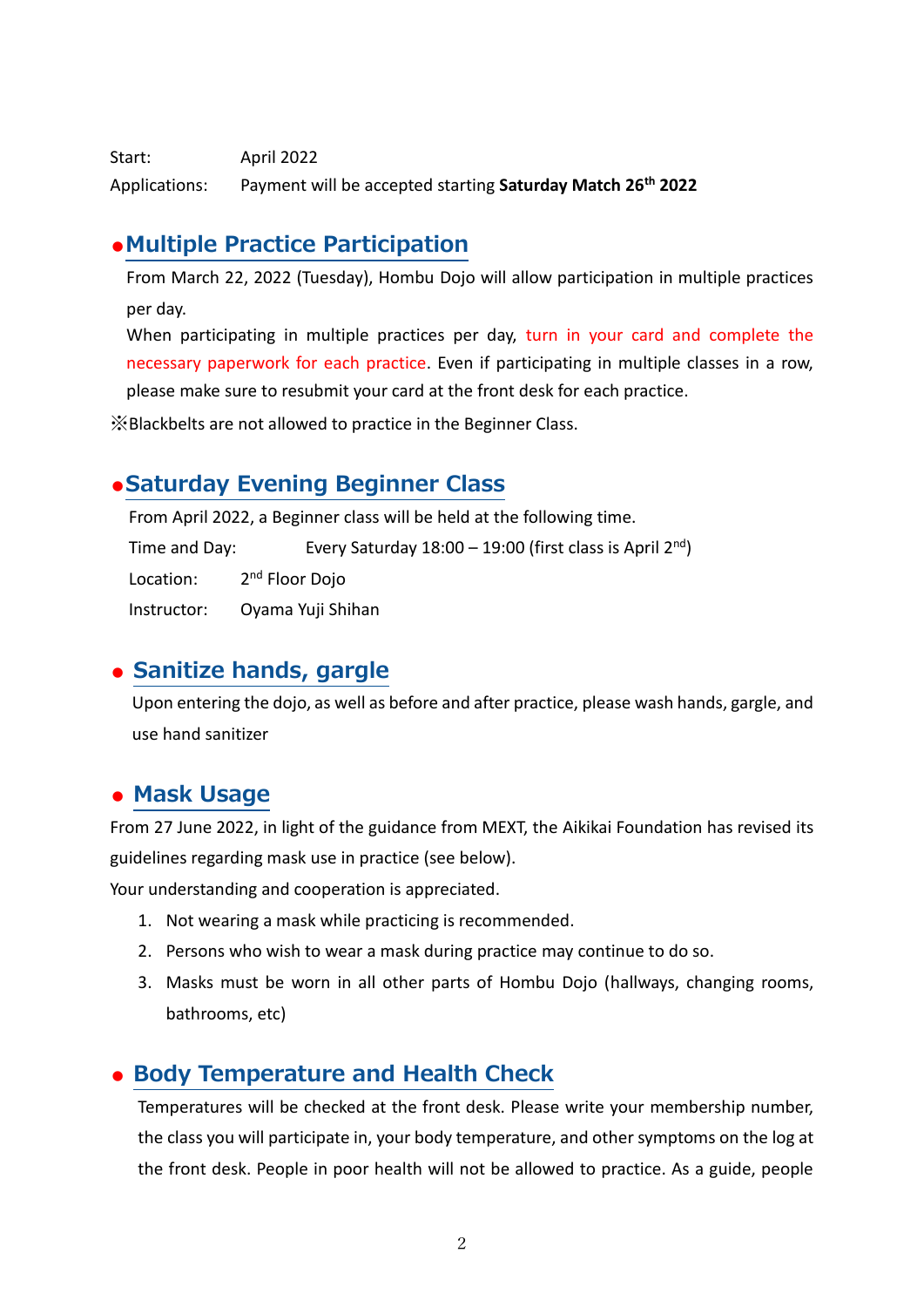Start: April 2022

Applications: Payment will be accepted starting **Saturday Match 26th 2022**

## ● Multiple Practice Participation

From March 22, 2022 (Tuesday), Hombu Dojo will allow participation in multiple practices per day.

When participating in multiple practices per day, turn in your card and complete the necessary paperwork for each practice. Even if participating in multiple classes in a row, please make sure to resubmit your card at the front desk for each practice.

※Blackbelts are not allowed to practice in the Beginner Class.

## ● Saturday Evening Beginner Class

From April 2022, a Beginner class will be held at the following time.

Time and Day: Every Saturday 18:00 – 19:00 (first class is April 2nd)

Location: 2nd Floor Dojo

Instructor: Oyama Yuji Shihan

## ● Sanitize hands, gargle

Upon entering the dojo, as well as before and after practice, please wash hands, gargle, and use hand sanitizer

## ● Mask Usage

From 27 June 2022, in light of the guidance from MEXT, the Aikikai Foundation has revised its guidelines regarding mask use in practice (see below).

Your understanding and cooperation is appreciated.

1. Not wearing a mask while practicing is recommended.
2. Persons who wish to wear a mask during practice may continue to do so.
3. Masks must be worn in all other parts of Hombu Dojo (hallways, changing rooms, bathrooms, etc)

## ● Body Temperature and Health Check

Temperatures will be checked at the front desk. Please write your membership number, the class you will participate in, your body temperature, and other symptoms on the log at the front desk. People in poor health will not be allowed to practice. As a guide, people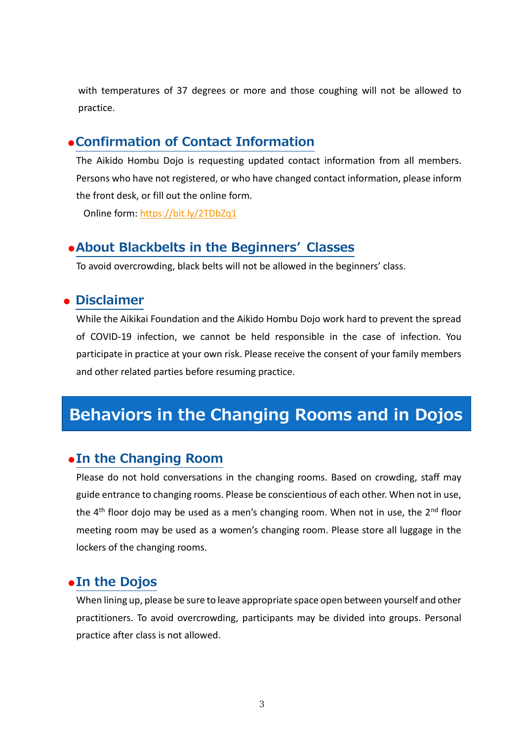with temperatures of 37 degrees or more and those coughing will not be allowed to practice.

### ●Confirmation of Contact Information

The Aikido Hombu Dojo is requesting updated contact information from all members. Persons who have not registered, or who have changed contact information, please inform the front desk, or fill out the online form.

Online form: https://bit.ly/2TDbZq1

### ●About Blackbelts in the Beginners' Classes

To avoid overcrowding, black belts will not be allowed in the beginners' class.

### ● Disclaimer

While the Aikikai Foundation and the Aikido Hombu Dojo work hard to prevent the spread of COVID-19 infection, we cannot be held responsible in the case of infection. You participate in practice at your own risk. Please receive the consent of your family members and other related parties before resuming practice.

## Behaviors in the Changing Rooms and in Dojos

### ●In the Changing Room

Please do not hold conversations in the changing rooms. Based on crowding, staff may guide entrance to changing rooms. Please be conscientious of each other. When not in use, the 4th floor dojo may be used as a men's changing room. When not in use, the 2nd floor meeting room may be used as a women's changing room. Please store all luggage in the lockers of the changing rooms.

### ●In the Dojos

When lining up, please be sure to leave appropriate space open between yourself and other practitioners. To avoid overcrowding, participants may be divided into groups. Personal practice after class is not allowed.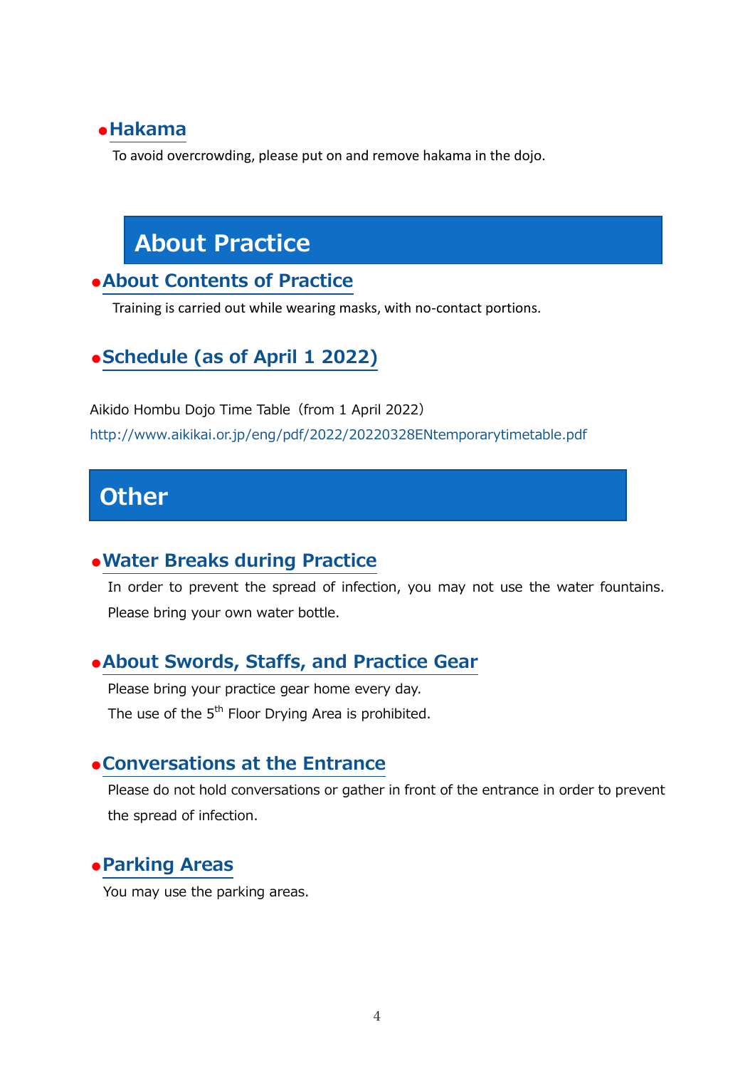### Hakama

To avoid overcrowding, please put on and remove hakama in the dojo.

## About Practice

### About Contents of Practice

Training is carried out while wearing masks, with no-contact portions.

### Schedule (as of April 1 2022)

Aikido Hombu Dojo Time Table（from 1 April 2022）

http://www.aikikai.or.jp/eng/pdf/2022/20220328ENtemporarytimetable.pdf

## Other

### Water Breaks during Practice

In order to prevent the spread of infection, you may not use the water fountains. Please bring your own water bottle.

### About Swords, Staffs, and Practice Gear

Please bring your practice gear home every day.

The use of the 5th Floor Drying Area is prohibited.

### Conversations at the Entrance

Please do not hold conversations or gather in front of the entrance in order to prevent the spread of infection.

### Parking Areas

You may use the parking areas.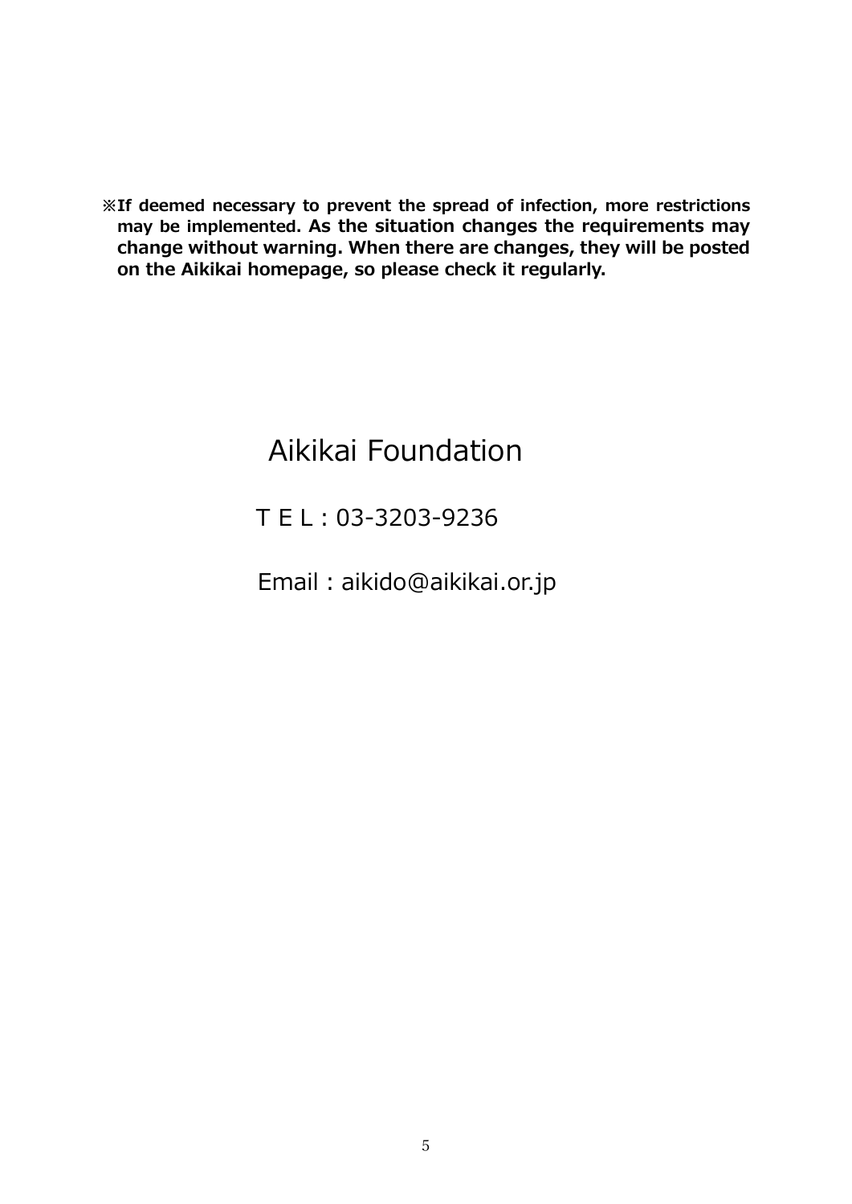**※If deemed necessary to prevent the spread of infection, more restrictions may be implemented. As the situation changes the requirements may change without warning. When there are changes, they will be posted on the Aikikai homepage, so please check it regularly.**

Aikikai Foundation

ＴＥＬ: 03-3203-9236

Email : aikido@aikikai.or.jp